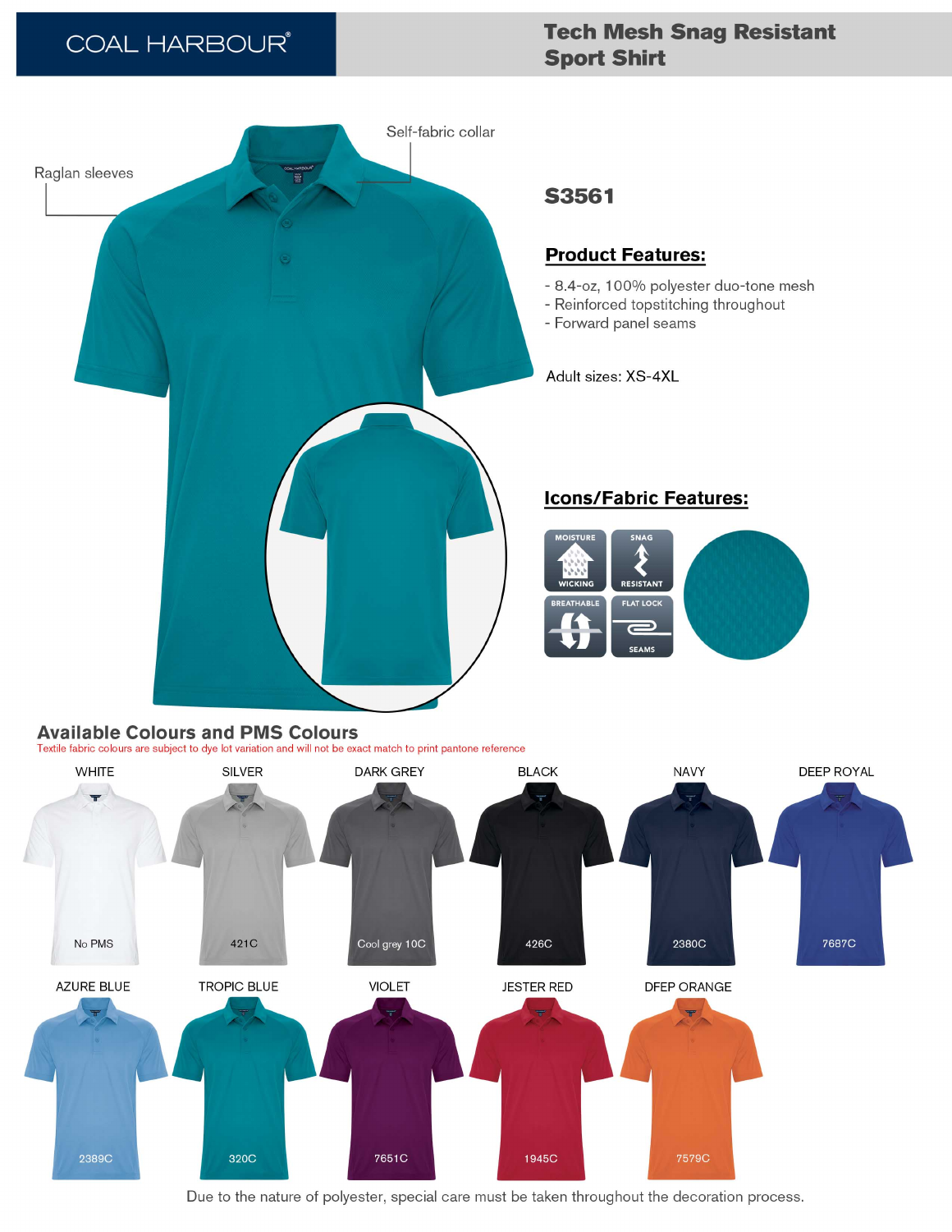COAL HARBOUR®

# Tech Mesh Snag Resistant Sport Shirt

Raglan sleeves

Self-fabric collar

## S3561

### Product Features:

- 8.4-oz, 100% polyester duo-tone mesh
- Reinforced topstitching throughout
- Forward panel seams

Adult sizes: XS-4XL

### Icons/Fabric Features:

MOISTURE WICKING

SNAG RESISTANT

BREATHABLE

FLAT LOCK SEAMS

## Available Colours and PMS Colours

Textile fabric colours are subject to dye lot variation and will not be exact match to print pantone reference

| Colour | PMS |
|---|---|
| WHITE | No PMS |
| SILVER | 421C |
| DARK GREY | Cool grey 10C |
| BLACK | 426C |
| NAVY | 2380C |
| DEEP ROYAL | 7687C |
| AZURE BLUE | 2389C |
| TROPIC BLUE | 320C |
| VIOLET | 7651C |
| JESTER RED | 1945C |
| DFEP ORANGE | 7579C |

Due to the nature of polyester, special care must be taken throughout the decoration process.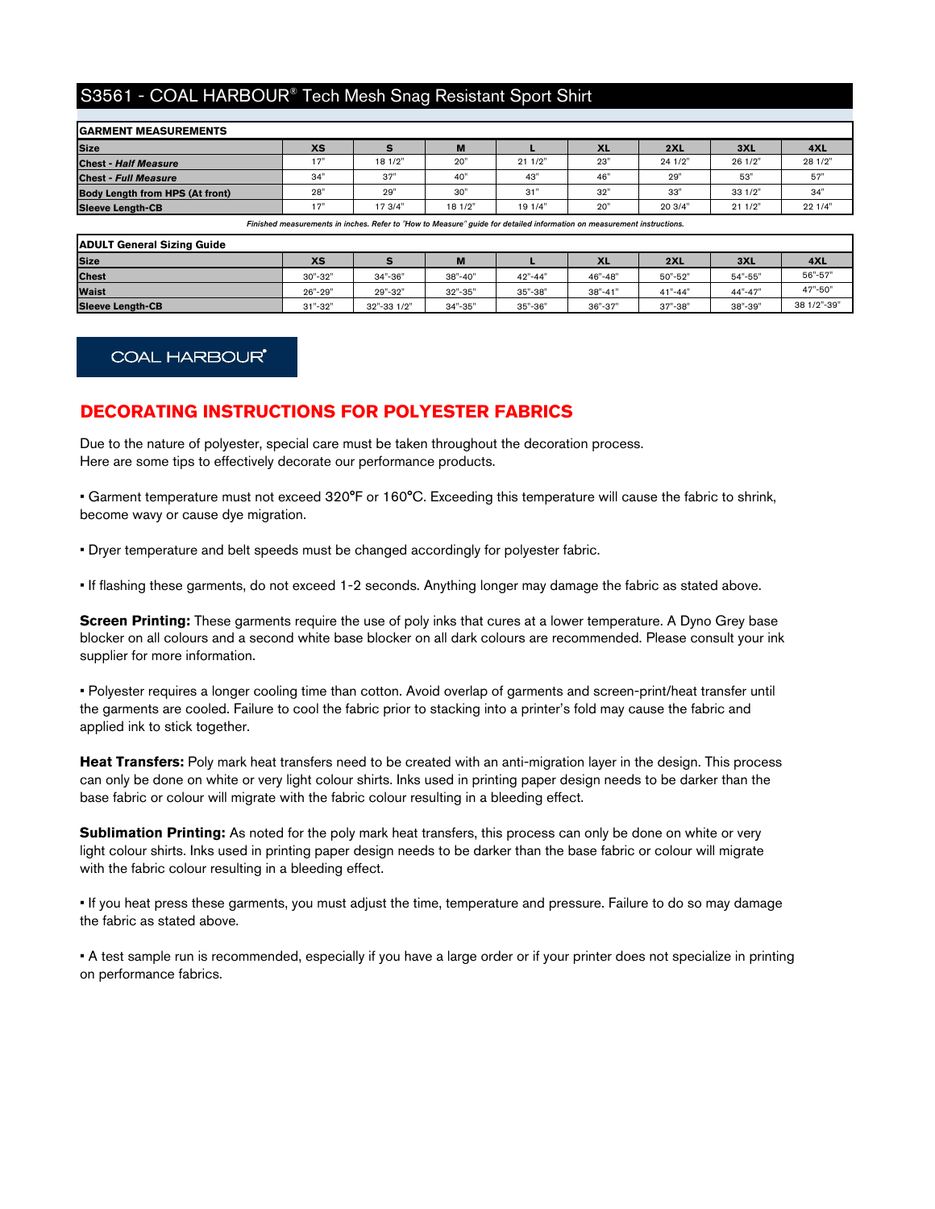# S3561 - COAL HARBOUR® Tech Mesh Snag Resistant Sport Shirt

| GARMENT MEASUREMENTS | | | | | | | | |
|---|---|---|---|---|---|---|---|---|
| **Size** | **XS** | **S** | **M** | **L** | **XL** | **2XL** | **3XL** | **4XL** |
| **Chest - *Half Measure*** | 17" | 18 1/2" | 20" | 21 1/2" | 23" | 24 1/2" | 26 1/2" | 28 1/2" |
| **Chest - *Full Measure*** | 34" | 37" | 40" | 43" | 46" | 29" | 53" | 57" |
| **Body Length from HPS (At front)** | 28" | 29" | 30" | 31" | 32" | 33" | 33 1/2" | 34" |
| **Sleeve Length-CB** | 17" | 17 3/4" | 18 1/2" | 19 1/4" | 20" | 20 3/4" | 21 1/2" | 22 1/4" |

*Finished measurements in inches. Refer to "How to Measure" guide for detailed information on measurement instructions.*

| ADULT General Sizing Guide | | | | | | | | |
|---|---|---|---|---|---|---|---|---|
| **Size** | **XS** | **S** | **M** | **L** | **XL** | **2XL** | **3XL** | **4XL** |
| **Chest** | 30"-32" | 34"-36" | 38"-40" | 42"-44" | 46"-48" | 50"-52" | 54"-55" | 56"-57" |
| **Waist** | 26"-29" | 29"-32" | 32"-35" | 35"-38" | 38"-41" | 41"-44" | 44"-47" | 47"-50" |
| **Sleeve Length-CB** | 31"-32" | 32"-33 1/2" | 34"-35" | 35"-36" | 36"-37" | 37"-38" | 38"-39" | 38 1/2"-39" |

COAL HARBOUR®

## DECORATING INSTRUCTIONS FOR POLYESTER FABRICS

Due to the nature of polyester, special care must be taken throughout the decoration process.
Here are some tips to effectively decorate our performance products.

- Garment temperature must not exceed 320°F or 160°C. Exceeding this temperature will cause the fabric to shrink, become wavy or cause dye migration.

- Dryer temperature and belt speeds must be changed accordingly for polyester fabric.

- If flashing these garments, do not exceed 1-2 seconds. Anything longer may damage the fabric as stated above.

**Screen Printing:** These garments require the use of poly inks that cures at a lower temperature. A Dyno Grey base blocker on all colours and a second white base blocker on all dark colours are recommended. Please consult your ink supplier for more information.

- Polyester requires a longer cooling time than cotton. Avoid overlap of garments and screen-print/heat transfer until the garments are cooled. Failure to cool the fabric prior to stacking into a printer's fold may cause the fabric and applied ink to stick together.

**Heat Transfers:** Poly mark heat transfers need to be created with an anti-migration layer in the design. This process can only be done on white or very light colour shirts. Inks used in printing paper design needs to be darker than the base fabric or colour will migrate with the fabric colour resulting in a bleeding effect.

**Sublimation Printing:** As noted for the poly mark heat transfers, this process can only be done on white or very light colour shirts. Inks used in printing paper design needs to be darker than the base fabric or colour will migrate with the fabric colour resulting in a bleeding effect.

- If you heat press these garments, you must adjust the time, temperature and pressure. Failure to do so may damage the fabric as stated above.

- A test sample run is recommended, especially if you have a large order or if your printer does not specialize in printing on performance fabrics.